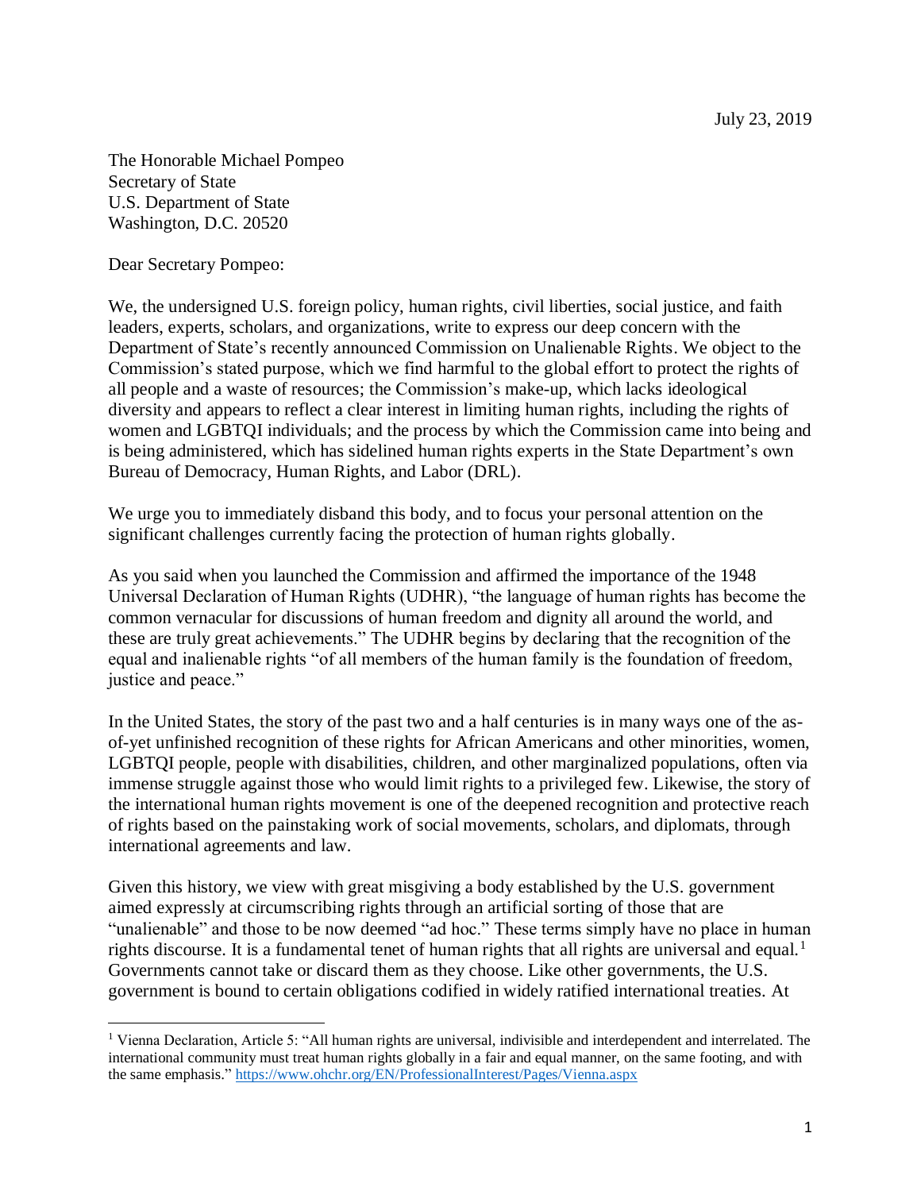July 23, 2019

The Honorable Michael Pompeo
Secretary of State
U.S. Department of State
Washington, D.C. 20520

Dear Secretary Pompeo:

We, the undersigned U.S. foreign policy, human rights, civil liberties, social justice, and faith leaders, experts, scholars, and organizations, write to express our deep concern with the Department of State's recently announced Commission on Unalienable Rights. We object to the Commission's stated purpose, which we find harmful to the global effort to protect the rights of all people and a waste of resources; the Commission's make-up, which lacks ideological diversity and appears to reflect a clear interest in limiting human rights, including the rights of women and LGBTQI individuals; and the process by which the Commission came into being and is being administered, which has sidelined human rights experts in the State Department's own Bureau of Democracy, Human Rights, and Labor (DRL).

We urge you to immediately disband this body, and to focus your personal attention on the significant challenges currently facing the protection of human rights globally.

As you said when you launched the Commission and affirmed the importance of the 1948 Universal Declaration of Human Rights (UDHR), "the language of human rights has become the common vernacular for discussions of human freedom and dignity all around the world, and these are truly great achievements." The UDHR begins by declaring that the recognition of the equal and inalienable rights "of all members of the human family is the foundation of freedom, justice and peace."

In the United States, the story of the past two and a half centuries is in many ways one of the as-of-yet unfinished recognition of these rights for African Americans and other minorities, women, LGBTQI people, people with disabilities, children, and other marginalized populations, often via immense struggle against those who would limit rights to a privileged few. Likewise, the story of the international human rights movement is one of the deepened recognition and protective reach of rights based on the painstaking work of social movements, scholars, and diplomats, through international agreements and law.

Given this history, we view with great misgiving a body established by the U.S. government aimed expressly at circumscribing rights through an artificial sorting of those that are "unalienable" and those to be now deemed "ad hoc." These terms simply have no place in human rights discourse. It is a fundamental tenet of human rights that all rights are universal and equal.[1] Governments cannot take or discard them as they choose. Like other governments, the U.S. government is bound to certain obligations codified in widely ratified international treaties. At

[1] Vienna Declaration, Article 5: "All human rights are universal, indivisible and interdependent and interrelated. The international community must treat human rights globally in a fair and equal manner, on the same footing, and with the same emphasis." https://www.ohchr.org/EN/ProfessionalInterest/Pages/Vienna.aspx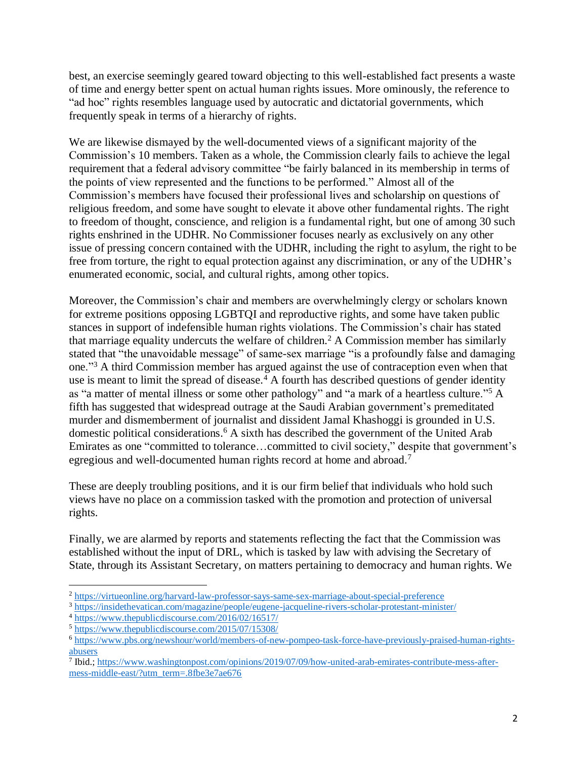best, an exercise seemingly geared toward objecting to this well-established fact presents a waste of time and energy better spent on actual human rights issues. More ominously, the reference to "ad hoc" rights resembles language used by autocratic and dictatorial governments, which frequently speak in terms of a hierarchy of rights.

We are likewise dismayed by the well-documented views of a significant majority of the Commission's 10 members. Taken as a whole, the Commission clearly fails to achieve the legal requirement that a federal advisory committee "be fairly balanced in its membership in terms of the points of view represented and the functions to be performed." Almost all of the Commission's members have focused their professional lives and scholarship on questions of religious freedom, and some have sought to elevate it above other fundamental rights. The right to freedom of thought, conscience, and religion is a fundamental right, but one of among 30 such rights enshrined in the UDHR. No Commissioner focuses nearly as exclusively on any other issue of pressing concern contained with the UDHR, including the right to asylum, the right to be free from torture, the right to equal protection against any discrimination, or any of the UDHR's enumerated economic, social, and cultural rights, among other topics.

Moreover, the Commission's chair and members are overwhelmingly clergy or scholars known for extreme positions opposing LGBTQI and reproductive rights, and some have taken public stances in support of indefensible human rights violations. The Commission's chair has stated that marriage equality undercuts the welfare of children.[2] A Commission member has similarly stated that "the unavoidable message" of same-sex marriage "is a profoundly false and damaging one."[3] A third Commission member has argued against the use of contraception even when that use is meant to limit the spread of disease.[4] A fourth has described questions of gender identity as "a matter of mental illness or some other pathology" and "a mark of a heartless culture."[5] A fifth has suggested that widespread outrage at the Saudi Arabian government's premeditated murder and dismemberment of journalist and dissident Jamal Khashoggi is grounded in U.S. domestic political considerations.[6] A sixth has described the government of the United Arab Emirates as one "committed to tolerance…committed to civil society," despite that government's egregious and well-documented human rights record at home and abroad.[7]

These are deeply troubling positions, and it is our firm belief that individuals who hold such views have no place on a commission tasked with the promotion and protection of universal rights.

Finally, we are alarmed by reports and statements reflecting the fact that the Commission was established without the input of DRL, which is tasked by law with advising the Secretary of State, through its Assistant Secretary, on matters pertaining to democracy and human rights. We

---

[2] https://virtueonline.org/harvard-law-professor-says-same-sex-marriage-about-special-preference

[3] https://insidethevatican.com/magazine/people/eugene-jacqueline-rivers-scholar-protestant-minister/

[4] https://www.thepublicdiscourse.com/2016/02/16517/

[5] https://www.thepublicdiscourse.com/2015/07/15308/

[6] https://www.pbs.org/newshour/world/members-of-new-pompeo-task-force-have-previously-praised-human-rights-abusers

[7] Ibid.; https://www.washingtonpost.com/opinions/2019/07/09/how-united-arab-emirates-contribute-mess-after-mess-middle-east/?utm_term=.8fbe3e7ae676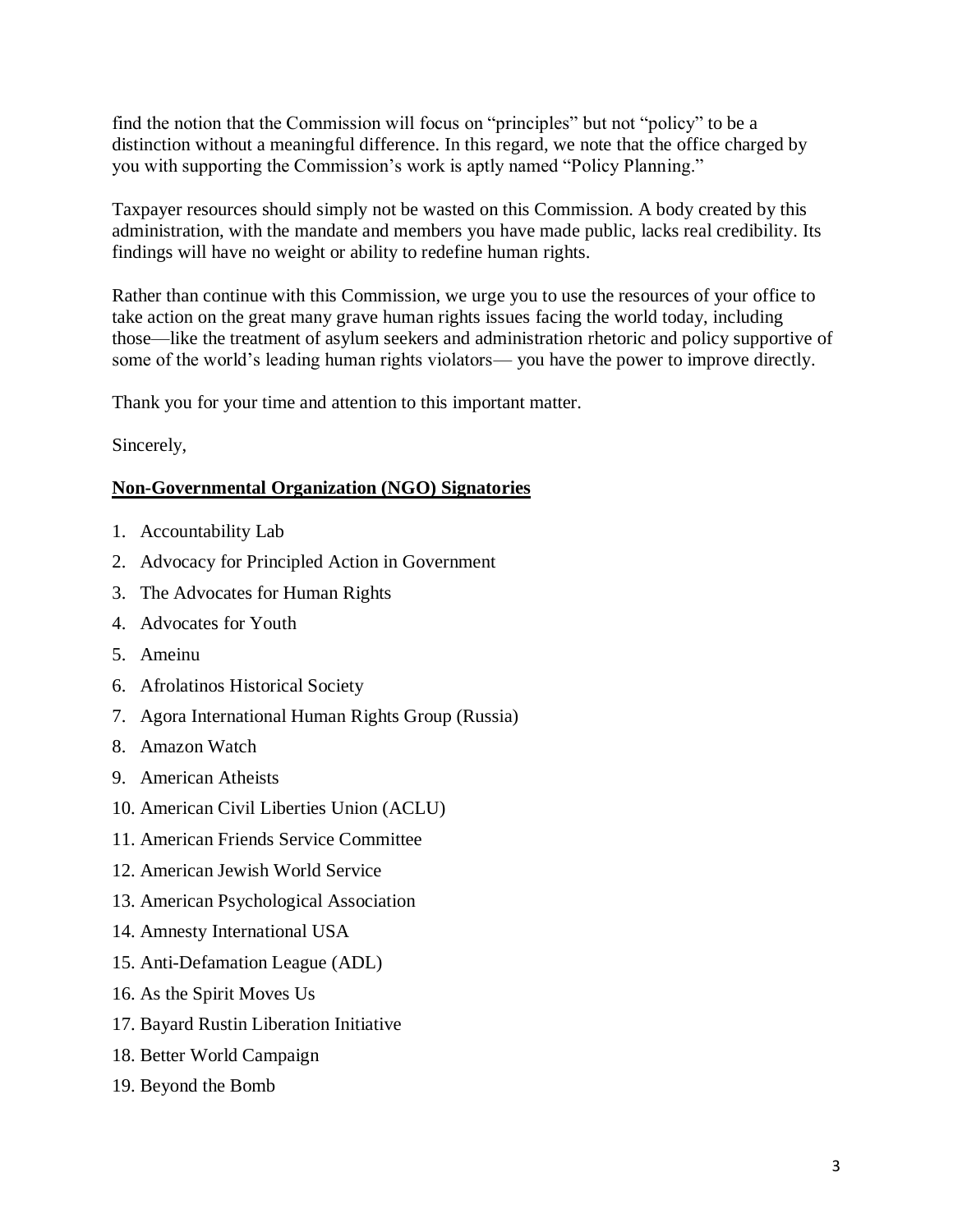find the notion that the Commission will focus on "principles" but not "policy" to be a distinction without a meaningful difference. In this regard, we note that the office charged by you with supporting the Commission's work is aptly named "Policy Planning."

Taxpayer resources should simply not be wasted on this Commission. A body created by this administration, with the mandate and members you have made public, lacks real credibility. Its findings will have no weight or ability to redefine human rights.

Rather than continue with this Commission, we urge you to use the resources of your office to take action on the great many grave human rights issues facing the world today, including those—like the treatment of asylum seekers and administration rhetoric and policy supportive of some of the world's leading human rights violators— you have the power to improve directly.

Thank you for your time and attention to this important matter.

Sincerely,

**Non-Governmental Organization (NGO) Signatories**

1. Accountability Lab
2. Advocacy for Principled Action in Government
3. The Advocates for Human Rights
4. Advocates for Youth
5. Ameinu
6. Afrolatinos Historical Society
7. Agora International Human Rights Group (Russia)
8. Amazon Watch
9. American Atheists
10. American Civil Liberties Union (ACLU)
11. American Friends Service Committee
12. American Jewish World Service
13. American Psychological Association
14. Amnesty International USA
15. Anti-Defamation League (ADL)
16. As the Spirit Moves Us
17. Bayard Rustin Liberation Initiative
18. Better World Campaign
19. Beyond the Bomb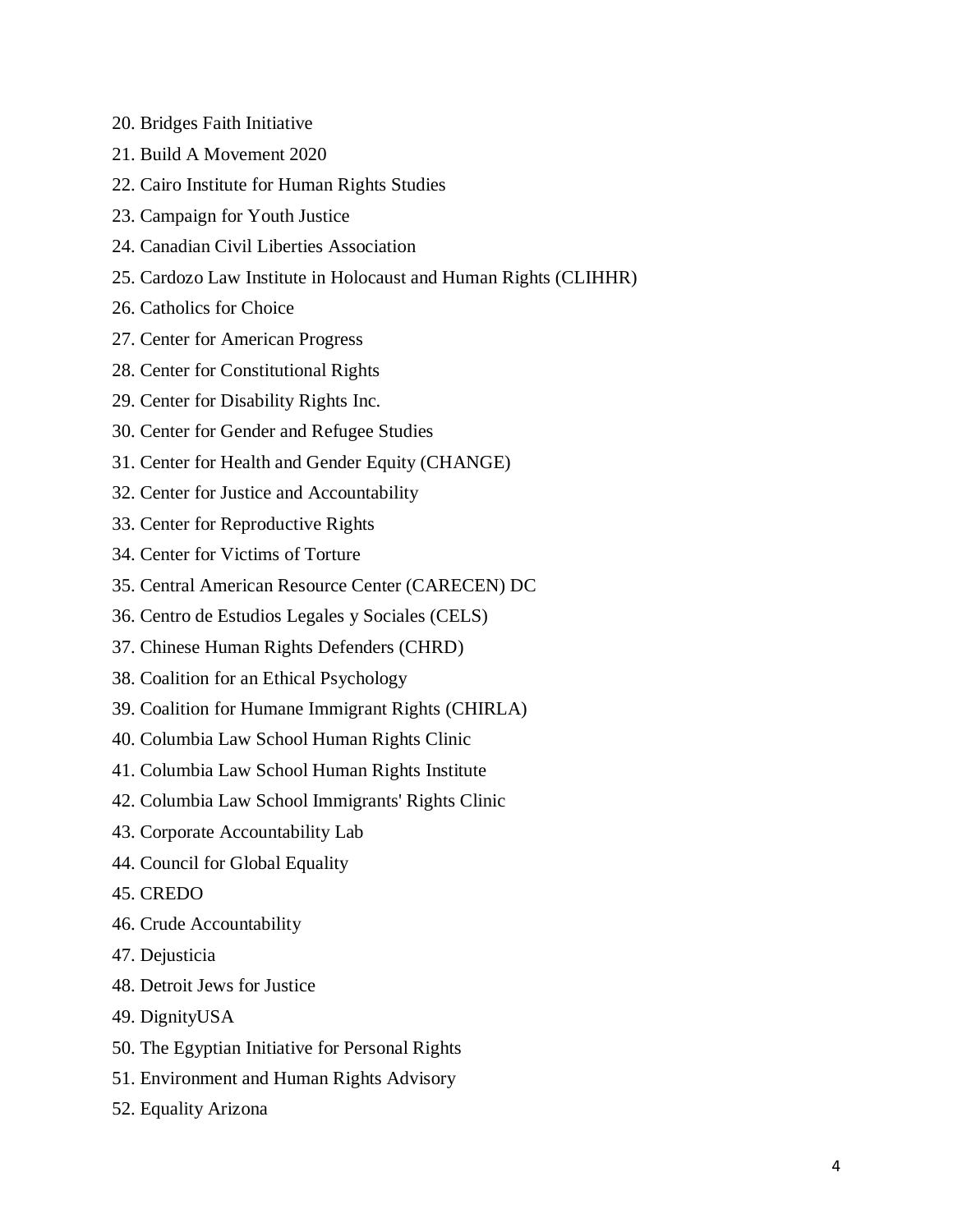20. Bridges Faith Initiative
21. Build A Movement 2020
22. Cairo Institute for Human Rights Studies
23. Campaign for Youth Justice
24. Canadian Civil Liberties Association
25. Cardozo Law Institute in Holocaust and Human Rights (CLIHHR)
26. Catholics for Choice
27. Center for American Progress
28. Center for Constitutional Rights
29. Center for Disability Rights Inc.
30. Center for Gender and Refugee Studies
31. Center for Health and Gender Equity (CHANGE)
32. Center for Justice and Accountability
33. Center for Reproductive Rights
34. Center for Victims of Torture
35. Central American Resource Center (CARECEN) DC
36. Centro de Estudios Legales y Sociales (CELS)
37. Chinese Human Rights Defenders (CHRD)
38. Coalition for an Ethical Psychology
39. Coalition for Humane Immigrant Rights (CHIRLA)
40. Columbia Law School Human Rights Clinic
41. Columbia Law School Human Rights Institute
42. Columbia Law School Immigrants' Rights Clinic
43. Corporate Accountability Lab
44. Council for Global Equality
45. CREDO
46. Crude Accountability
47. Dejusticia
48. Detroit Jews for Justice
49. DignityUSA
50. The Egyptian Initiative for Personal Rights
51. Environment and Human Rights Advisory
52. Equality Arizona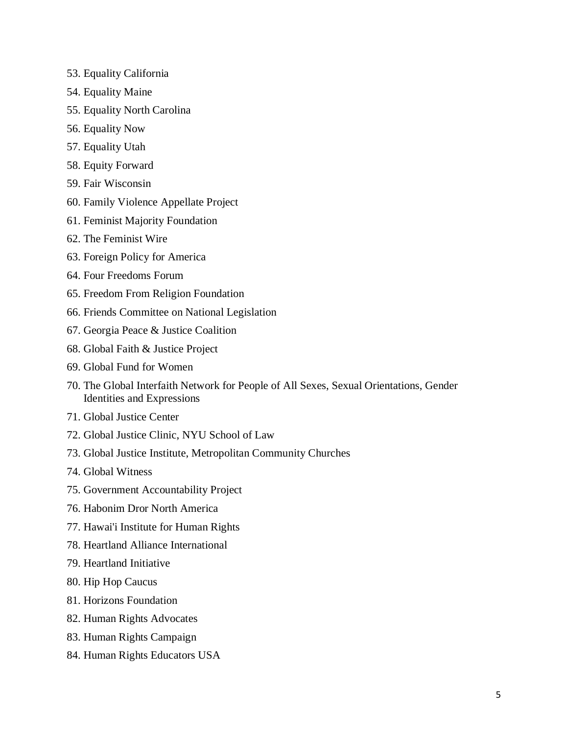53. Equality California
54. Equality Maine
55. Equality North Carolina
56. Equality Now
57. Equality Utah
58. Equity Forward
59. Fair Wisconsin
60. Family Violence Appellate Project
61. Feminist Majority Foundation
62. The Feminist Wire
63. Foreign Policy for America
64. Four Freedoms Forum
65. Freedom From Religion Foundation
66. Friends Committee on National Legislation
67. Georgia Peace & Justice Coalition
68. Global Faith & Justice Project
69. Global Fund for Women
70. The Global Interfaith Network for People of All Sexes, Sexual Orientations, Gender Identities and Expressions
71. Global Justice Center
72. Global Justice Clinic, NYU School of Law
73. Global Justice Institute, Metropolitan Community Churches
74. Global Witness
75. Government Accountability Project
76. Habonim Dror North America
77. Hawai'i Institute for Human Rights
78. Heartland Alliance International
79. Heartland Initiative
80. Hip Hop Caucus
81. Horizons Foundation
82. Human Rights Advocates
83. Human Rights Campaign
84. Human Rights Educators USA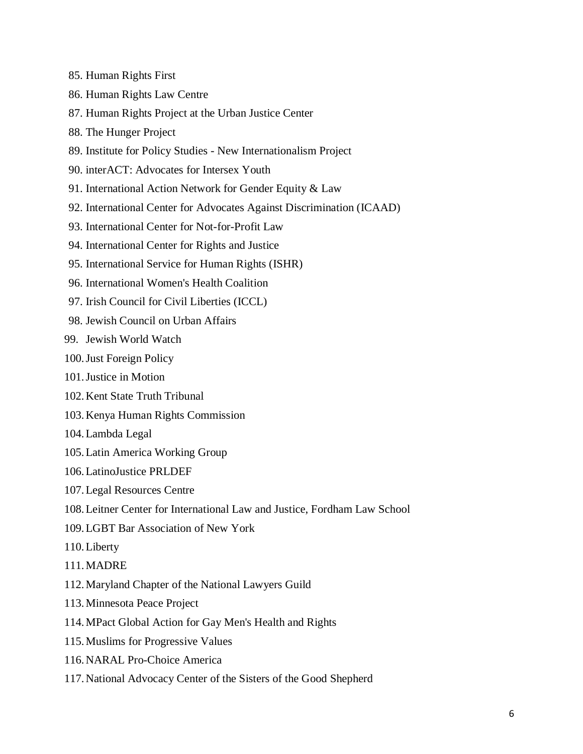85. Human Rights First
86. Human Rights Law Centre
87. Human Rights Project at the Urban Justice Center
88. The Hunger Project
89. Institute for Policy Studies - New Internationalism Project
90. interACT: Advocates for Intersex Youth
91. International Action Network for Gender Equity & Law
92. International Center for Advocates Against Discrimination (ICAAD)
93. International Center for Not-for-Profit Law
94. International Center for Rights and Justice
95. International Service for Human Rights (ISHR)
96. International Women's Health Coalition
97. Irish Council for Civil Liberties (ICCL)
98. Jewish Council on Urban Affairs
99. Jewish World Watch
100. Just Foreign Policy
101. Justice in Motion
102. Kent State Truth Tribunal
103. Kenya Human Rights Commission
104. Lambda Legal
105. Latin America Working Group
106. LatinoJustice PRLDEF
107. Legal Resources Centre
108. Leitner Center for International Law and Justice, Fordham Law School
109. LGBT Bar Association of New York
110. Liberty
111. MADRE
112. Maryland Chapter of the National Lawyers Guild
113. Minnesota Peace Project
114. MPact Global Action for Gay Men's Health and Rights
115. Muslims for Progressive Values
116. NARAL Pro-Choice America
117. National Advocacy Center of the Sisters of the Good Shepherd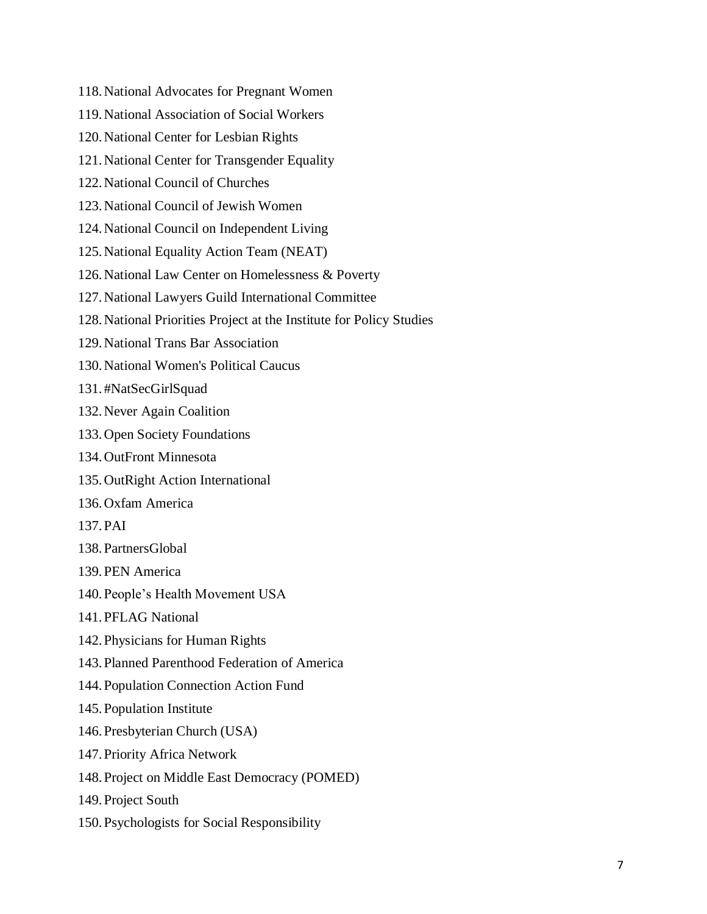118. National Advocates for Pregnant Women
119. National Association of Social Workers
120. National Center for Lesbian Rights
121. National Center for Transgender Equality
122. National Council of Churches
123. National Council of Jewish Women
124. National Council on Independent Living
125. National Equality Action Team (NEAT)
126. National Law Center on Homelessness & Poverty
127. National Lawyers Guild International Committee
128. National Priorities Project at the Institute for Policy Studies
129. National Trans Bar Association
130. National Women's Political Caucus
131. #NatSecGirlSquad
132. Never Again Coalition
133. Open Society Foundations
134. OutFront Minnesota
135. OutRight Action International
136. Oxfam America
137. PAI
138. PartnersGlobal
139. PEN America
140. People's Health Movement USA
141. PFLAG National
142. Physicians for Human Rights
143. Planned Parenthood Federation of America
144. Population Connection Action Fund
145. Population Institute
146. Presbyterian Church (USA)
147. Priority Africa Network
148. Project on Middle East Democracy (POMED)
149. Project South
150. Psychologists for Social Responsibility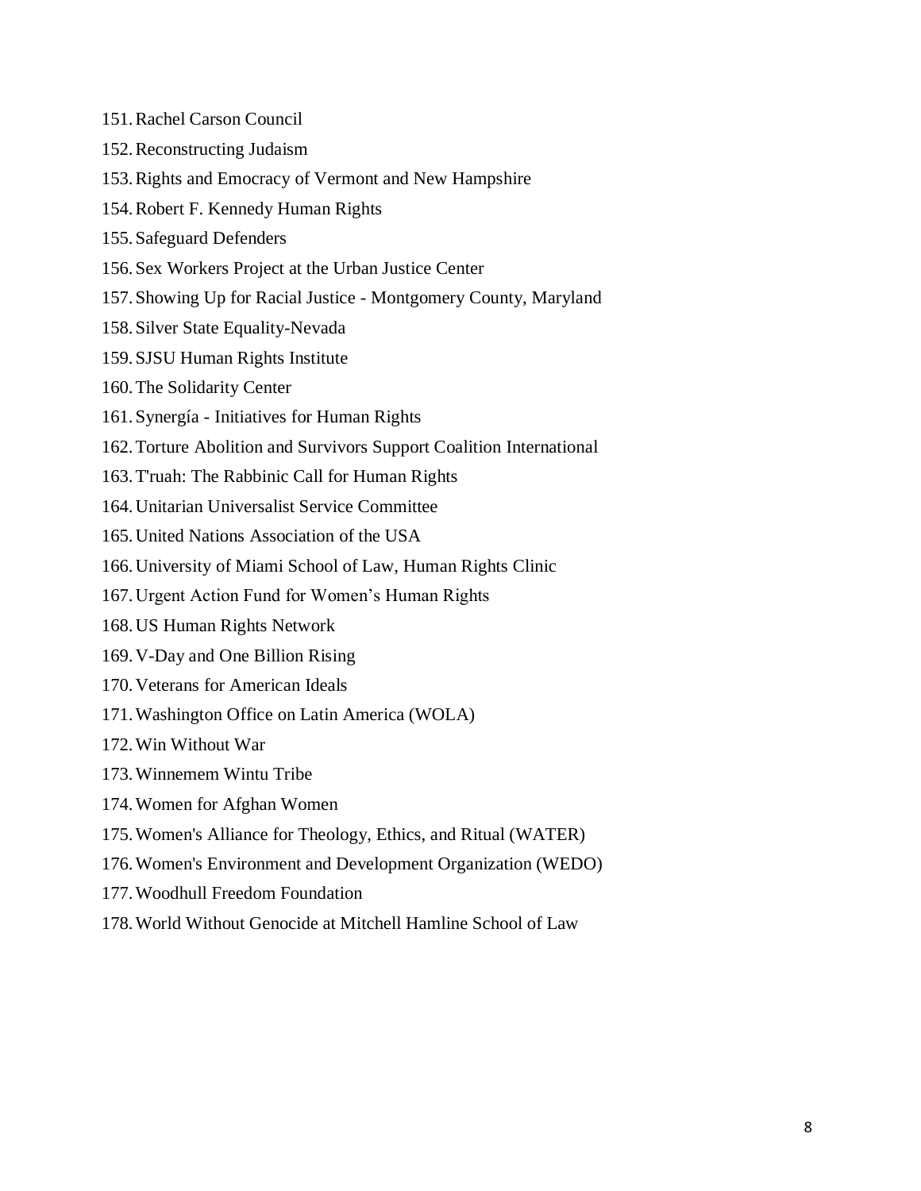151. Rachel Carson Council
152. Reconstructing Judaism
153. Rights and Emocracy of Vermont and New Hampshire
154. Robert F. Kennedy Human Rights
155. Safeguard Defenders
156. Sex Workers Project at the Urban Justice Center
157. Showing Up for Racial Justice - Montgomery County, Maryland
158. Silver State Equality-Nevada
159. SJSU Human Rights Institute
160. The Solidarity Center
161. Synergía - Initiatives for Human Rights
162. Torture Abolition and Survivors Support Coalition International
163. T'ruah: The Rabbinic Call for Human Rights
164. Unitarian Universalist Service Committee
165. United Nations Association of the USA
166. University of Miami School of Law, Human Rights Clinic
167. Urgent Action Fund for Women's Human Rights
168. US Human Rights Network
169. V-Day and One Billion Rising
170. Veterans for American Ideals
171. Washington Office on Latin America (WOLA)
172. Win Without War
173. Winnemem Wintu Tribe
174. Women for Afghan Women
175. Women's Alliance for Theology, Ethics, and Ritual (WATER)
176. Women's Environment and Development Organization (WEDO)
177. Woodhull Freedom Foundation
178. World Without Genocide at Mitchell Hamline School of Law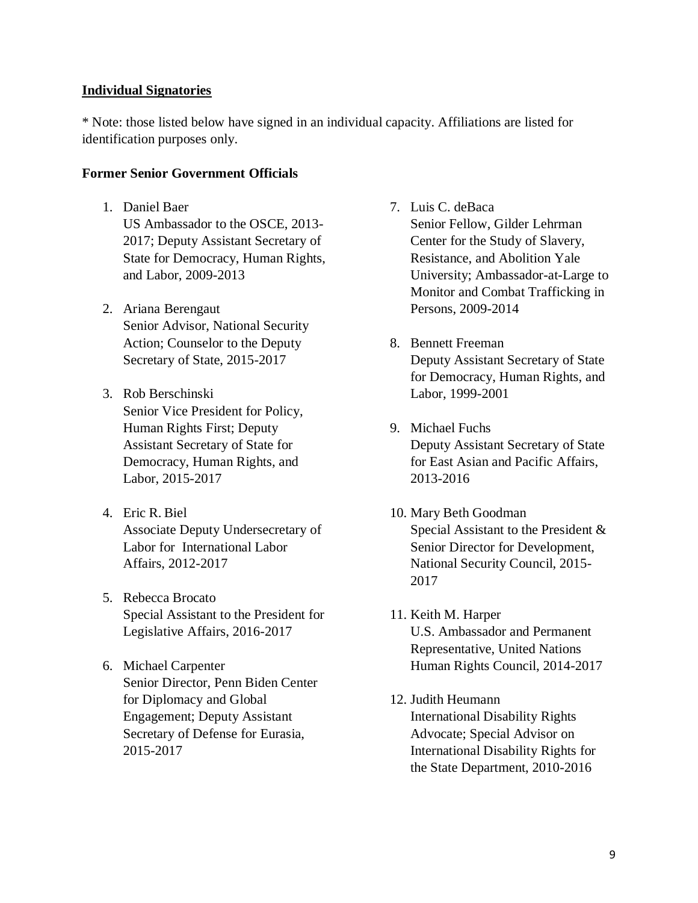**Individual Signatories**

\* Note: those listed below have signed in an individual capacity. Affiliations are listed for identification purposes only.

**Former Senior Government Officials**

1. Daniel Baer
   US Ambassador to the OSCE, 2013-2017; Deputy Assistant Secretary of State for Democracy, Human Rights, and Labor, 2009-2013

2. Ariana Berengaut
   Senior Advisor, National Security Action; Counselor to the Deputy Secretary of State, 2015-2017

3. Rob Berschinski
   Senior Vice President for Policy, Human Rights First; Deputy Assistant Secretary of State for Democracy, Human Rights, and Labor, 2015-2017

4. Eric R. Biel
   Associate Deputy Undersecretary of Labor for International Labor Affairs, 2012-2017

5. Rebecca Brocato
   Special Assistant to the President for Legislative Affairs, 2016-2017

6. Michael Carpenter
   Senior Director, Penn Biden Center for Diplomacy and Global Engagement; Deputy Assistant Secretary of Defense for Eurasia, 2015-2017

7. Luis C. deBaca
   Senior Fellow, Gilder Lehrman Center for the Study of Slavery, Resistance, and Abolition Yale University; Ambassador-at-Large to Monitor and Combat Trafficking in Persons, 2009-2014

8. Bennett Freeman
   Deputy Assistant Secretary of State for Democracy, Human Rights, and Labor, 1999-2001

9. Michael Fuchs
   Deputy Assistant Secretary of State for East Asian and Pacific Affairs, 2013-2016

10. Mary Beth Goodman
    Special Assistant to the President & Senior Director for Development, National Security Council, 2015-2017

11. Keith M. Harper
    U.S. Ambassador and Permanent Representative, United Nations Human Rights Council, 2014-2017

12. Judith Heumann
    International Disability Rights Advocate; Special Advisor on International Disability Rights for the State Department, 2010-2016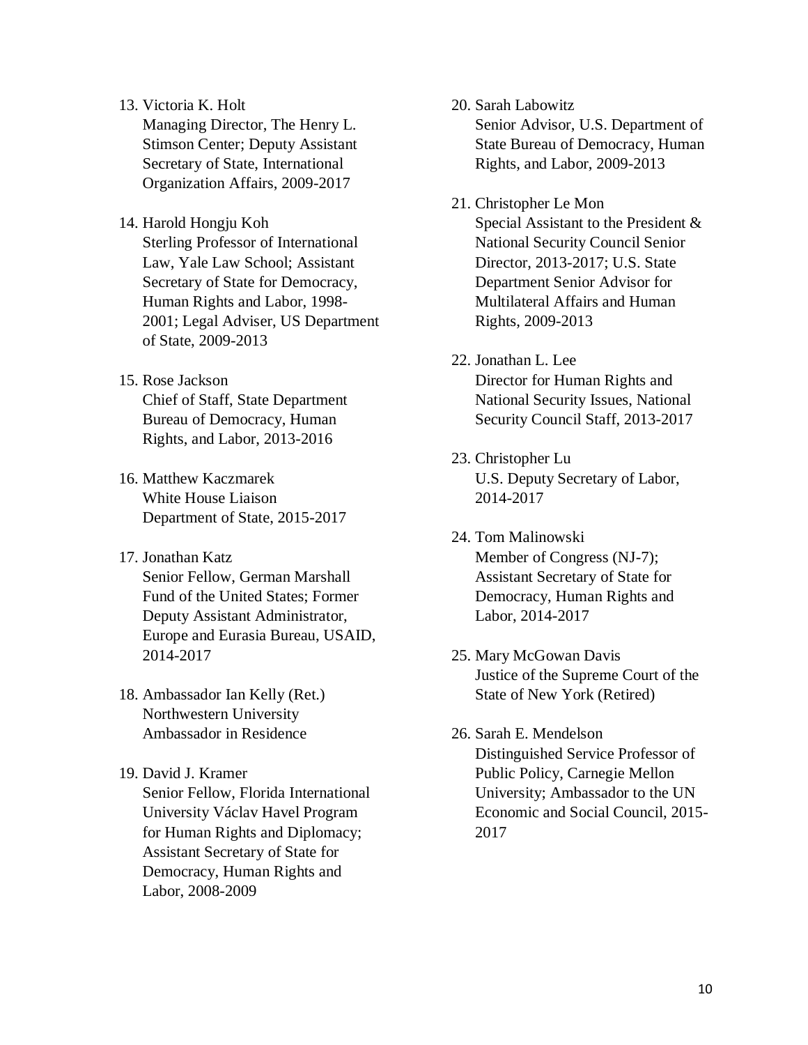13. Victoria K. Holt
    Managing Director, The Henry L. Stimson Center; Deputy Assistant Secretary of State, International Organization Affairs, 2009-2017

14. Harold Hongju Koh
    Sterling Professor of International Law, Yale Law School; Assistant Secretary of State for Democracy, Human Rights and Labor, 1998-2001; Legal Adviser, US Department of State, 2009-2013

15. Rose Jackson
    Chief of Staff, State Department Bureau of Democracy, Human Rights, and Labor, 2013-2016

16. Matthew Kaczmarek
    White House Liaison
    Department of State, 2015-2017

17. Jonathan Katz
    Senior Fellow, German Marshall Fund of the United States; Former Deputy Assistant Administrator, Europe and Eurasia Bureau, USAID, 2014-2017

18. Ambassador Ian Kelly (Ret.)
    Northwestern University
    Ambassador in Residence

19. David J. Kramer
    Senior Fellow, Florida International University Václav Havel Program for Human Rights and Diplomacy; Assistant Secretary of State for Democracy, Human Rights and Labor, 2008-2009

20. Sarah Labowitz
    Senior Advisor, U.S. Department of State Bureau of Democracy, Human Rights, and Labor, 2009-2013

21. Christopher Le Mon
    Special Assistant to the President & National Security Council Senior Director, 2013-2017; U.S. State Department Senior Advisor for Multilateral Affairs and Human Rights, 2009-2013

22. Jonathan L. Lee
    Director for Human Rights and National Security Issues, National Security Council Staff, 2013-2017

23. Christopher Lu
    U.S. Deputy Secretary of Labor, 2014-2017

24. Tom Malinowski
    Member of Congress (NJ-7); Assistant Secretary of State for Democracy, Human Rights and Labor, 2014-2017

25. Mary McGowan Davis
    Justice of the Supreme Court of the State of New York (Retired)

26. Sarah E. Mendelson
    Distinguished Service Professor of Public Policy, Carnegie Mellon University; Ambassador to the UN Economic and Social Council, 2015-2017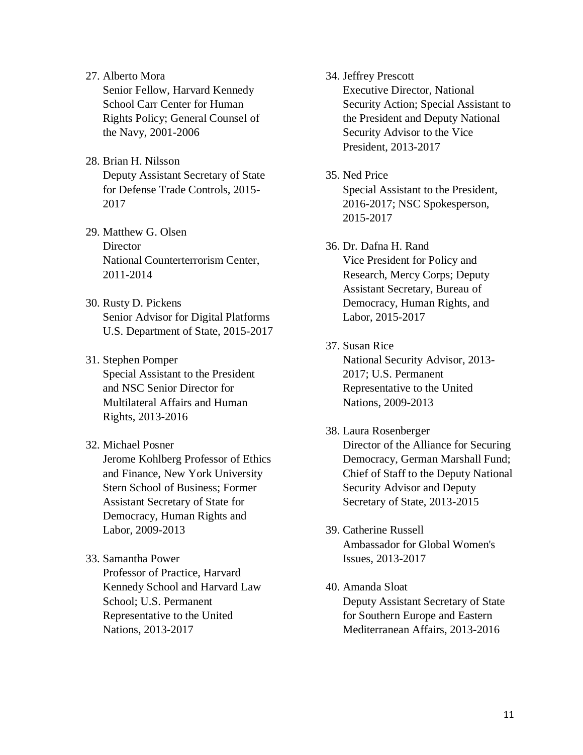27. Alberto Mora
    Senior Fellow, Harvard Kennedy School Carr Center for Human Rights Policy; General Counsel of the Navy, 2001-2006

28. Brian H. Nilsson
    Deputy Assistant Secretary of State for Defense Trade Controls, 2015-2017

29. Matthew G. Olsen
    Director
    National Counterterrorism Center, 2011-2014

30. Rusty D. Pickens
    Senior Advisor for Digital Platforms
    U.S. Department of State, 2015-2017

31. Stephen Pomper
    Special Assistant to the President and NSC Senior Director for Multilateral Affairs and Human Rights, 2013-2016

32. Michael Posner
    Jerome Kohlberg Professor of Ethics and Finance, New York University Stern School of Business; Former Assistant Secretary of State for Democracy, Human Rights and Labor, 2009-2013

33. Samantha Power
    Professor of Practice, Harvard Kennedy School and Harvard Law School; U.S. Permanent Representative to the United Nations, 2013-2017

34. Jeffrey Prescott
    Executive Director, National Security Action; Special Assistant to the President and Deputy National Security Advisor to the Vice President, 2013-2017

35. Ned Price
    Special Assistant to the President, 2016-2017; NSC Spokesperson, 2015-2017

36. Dr. Dafna H. Rand
    Vice President for Policy and Research, Mercy Corps; Deputy Assistant Secretary, Bureau of Democracy, Human Rights, and Labor, 2015-2017

37. Susan Rice
    National Security Advisor, 2013-2017; U.S. Permanent Representative to the United Nations, 2009-2013

38. Laura Rosenberger
    Director of the Alliance for Securing Democracy, German Marshall Fund; Chief of Staff to the Deputy National Security Advisor and Deputy Secretary of State, 2013-2015

39. Catherine Russell
    Ambassador for Global Women's Issues, 2013-2017

40. Amanda Sloat
    Deputy Assistant Secretary of State for Southern Europe and Eastern Mediterranean Affairs, 2013-2016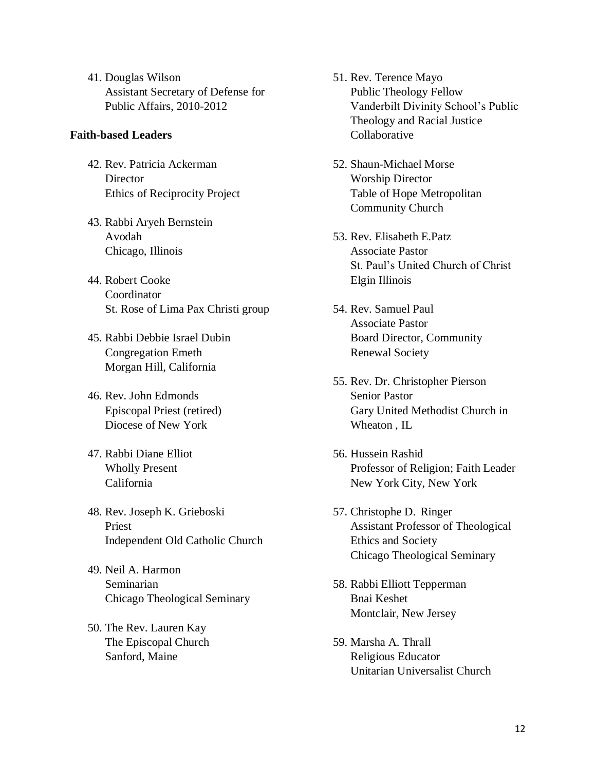41. Douglas Wilson
    Assistant Secretary of Defense for
    Public Affairs, 2010-2012

**Faith-based Leaders**

42. Rev. Patricia Ackerman
    Director
    Ethics of Reciprocity Project

43. Rabbi Aryeh Bernstein
    Avodah
    Chicago, Illinois

44. Robert Cooke
    Coordinator
    St. Rose of Lima Pax Christi group

45. Rabbi Debbie Israel Dubin
    Congregation Emeth
    Morgan Hill, California

46. Rev. John Edmonds
    Episcopal Priest (retired)
    Diocese of New York

47. Rabbi Diane Elliot
    Wholly Present
    California

48. Rev. Joseph K. Grieboski
    Priest
    Independent Old Catholic Church

49. Neil A. Harmon
    Seminarian
    Chicago Theological Seminary

50. The Rev. Lauren Kay
    The Episcopal Church
    Sanford, Maine

51. Rev. Terence Mayo
    Public Theology Fellow
    Vanderbilt Divinity School's Public
    Theology and Racial Justice
    Collaborative

52. Shaun-Michael Morse
    Worship Director
    Table of Hope Metropolitan
    Community Church

53. Rev. Elisabeth E.Patz
    Associate Pastor
    St. Paul's United Church of Christ
    Elgin Illinois

54. Rev. Samuel Paul
    Associate Pastor
    Board Director, Community
    Renewal Society

55. Rev. Dr. Christopher Pierson
    Senior Pastor
    Gary United Methodist Church in
    Wheaton , IL

56. Hussein Rashid
    Professor of Religion; Faith Leader
    New York City, New York

57. Christophe D. Ringer
    Assistant Professor of Theological
    Ethics and Society
    Chicago Theological Seminary

58. Rabbi Elliott Tepperman
    Bnai Keshet
    Montclair, New Jersey

59. Marsha A. Thrall
    Religious Educator
    Unitarian Universalist Church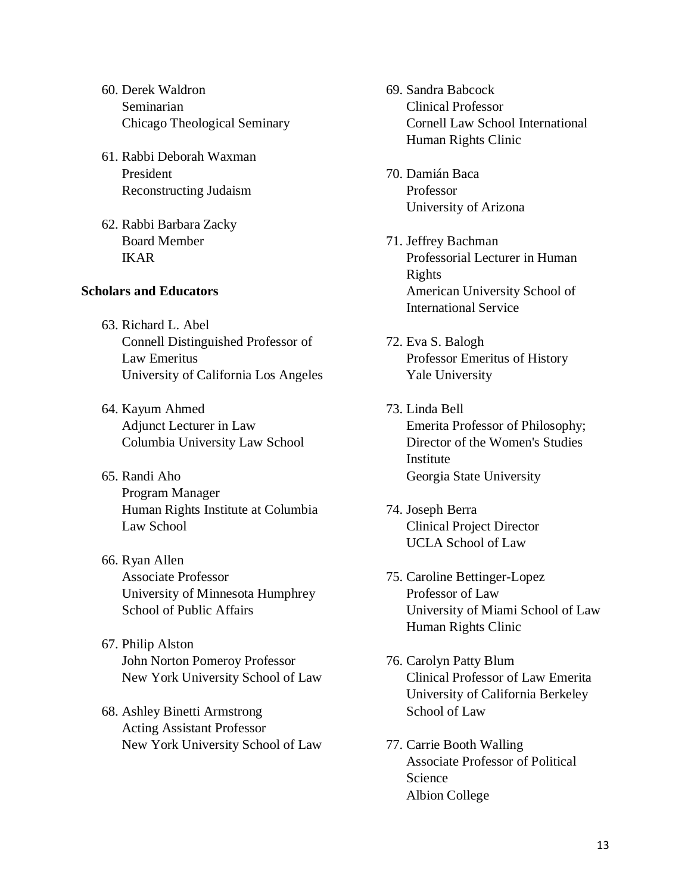60. Derek Waldron
    Seminarian
    Chicago Theological Seminary

61. Rabbi Deborah Waxman
    President
    Reconstructing Judaism

62. Rabbi Barbara Zacky
    Board Member
    IKAR

**Scholars and Educators**

63. Richard L. Abel
    Connell Distinguished Professor of Law Emeritus
    University of California Los Angeles

64. Kayum Ahmed
    Adjunct Lecturer in Law
    Columbia University Law School

65. Randi Aho
    Program Manager
    Human Rights Institute at Columbia Law School

66. Ryan Allen
    Associate Professor
    University of Minnesota Humphrey School of Public Affairs

67. Philip Alston
    John Norton Pomeroy Professor
    New York University School of Law

68. Ashley Binetti Armstrong
    Acting Assistant Professor
    New York University School of Law

69. Sandra Babcock
    Clinical Professor
    Cornell Law School International Human Rights Clinic

70. Damián Baca
    Professor
    University of Arizona

71. Jeffrey Bachman
    Professorial Lecturer in Human Rights
    American University School of International Service

72. Eva S. Balogh
    Professor Emeritus of History
    Yale University

73. Linda Bell
    Emerita Professor of Philosophy; Director of the Women's Studies Institute
    Georgia State University

74. Joseph Berra
    Clinical Project Director
    UCLA School of Law

75. Caroline Bettinger-Lopez
    Professor of Law
    University of Miami School of Law Human Rights Clinic

76. Carolyn Patty Blum
    Clinical Professor of Law Emerita
    University of California Berkeley School of Law

77. Carrie Booth Walling
    Associate Professor of Political Science
    Albion College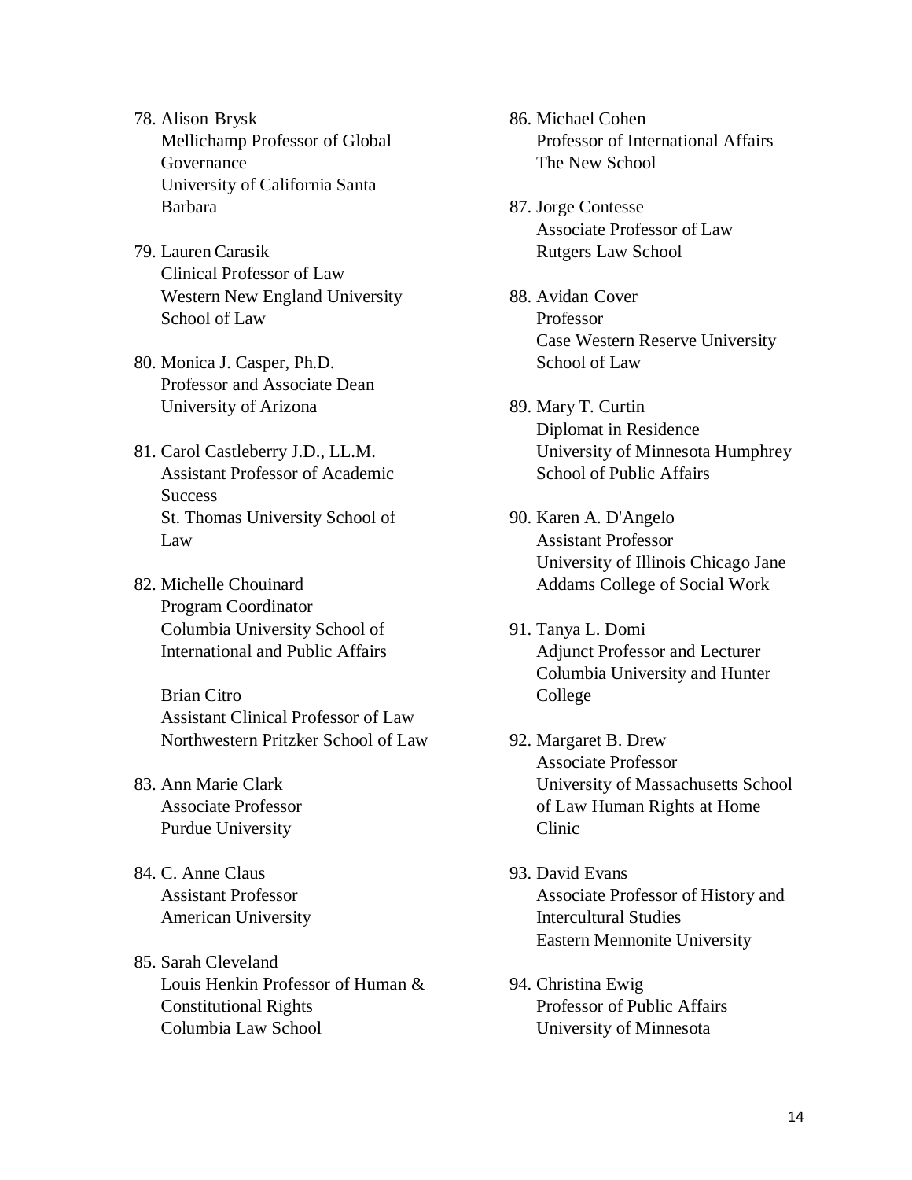78. Alison Brysk
    Mellichamp Professor of Global Governance
    University of California Santa Barbara

79. Lauren Carasik
    Clinical Professor of Law
    Western New England University School of Law

80. Monica J. Casper, Ph.D.
    Professor and Associate Dean
    University of Arizona

81. Carol Castleberry J.D., LL.M.
    Assistant Professor of Academic Success
    St. Thomas University School of Law

82. Michelle Chouinard
    Program Coordinator
    Columbia University School of International and Public Affairs

    Brian Citro
    Assistant Clinical Professor of Law
    Northwestern Pritzker School of Law

83. Ann Marie Clark
    Associate Professor
    Purdue University

84. C. Anne Claus
    Assistant Professor
    American University

85. Sarah Cleveland
    Louis Henkin Professor of Human & Constitutional Rights
    Columbia Law School

86. Michael Cohen
    Professor of International Affairs
    The New School

87. Jorge Contesse
    Associate Professor of Law
    Rutgers Law School

88. Avidan Cover
    Professor
    Case Western Reserve University School of Law

89. Mary T. Curtin
    Diplomat in Residence
    University of Minnesota Humphrey School of Public Affairs

90. Karen A. D'Angelo
    Assistant Professor
    University of Illinois Chicago Jane Addams College of Social Work

91. Tanya L. Domi
    Adjunct Professor and Lecturer
    Columbia University and Hunter College

92. Margaret B. Drew
    Associate Professor
    University of Massachusetts School of Law Human Rights at Home Clinic

93. David Evans
    Associate Professor of History and Intercultural Studies
    Eastern Mennonite University

94. Christina Ewig
    Professor of Public Affairs
    University of Minnesota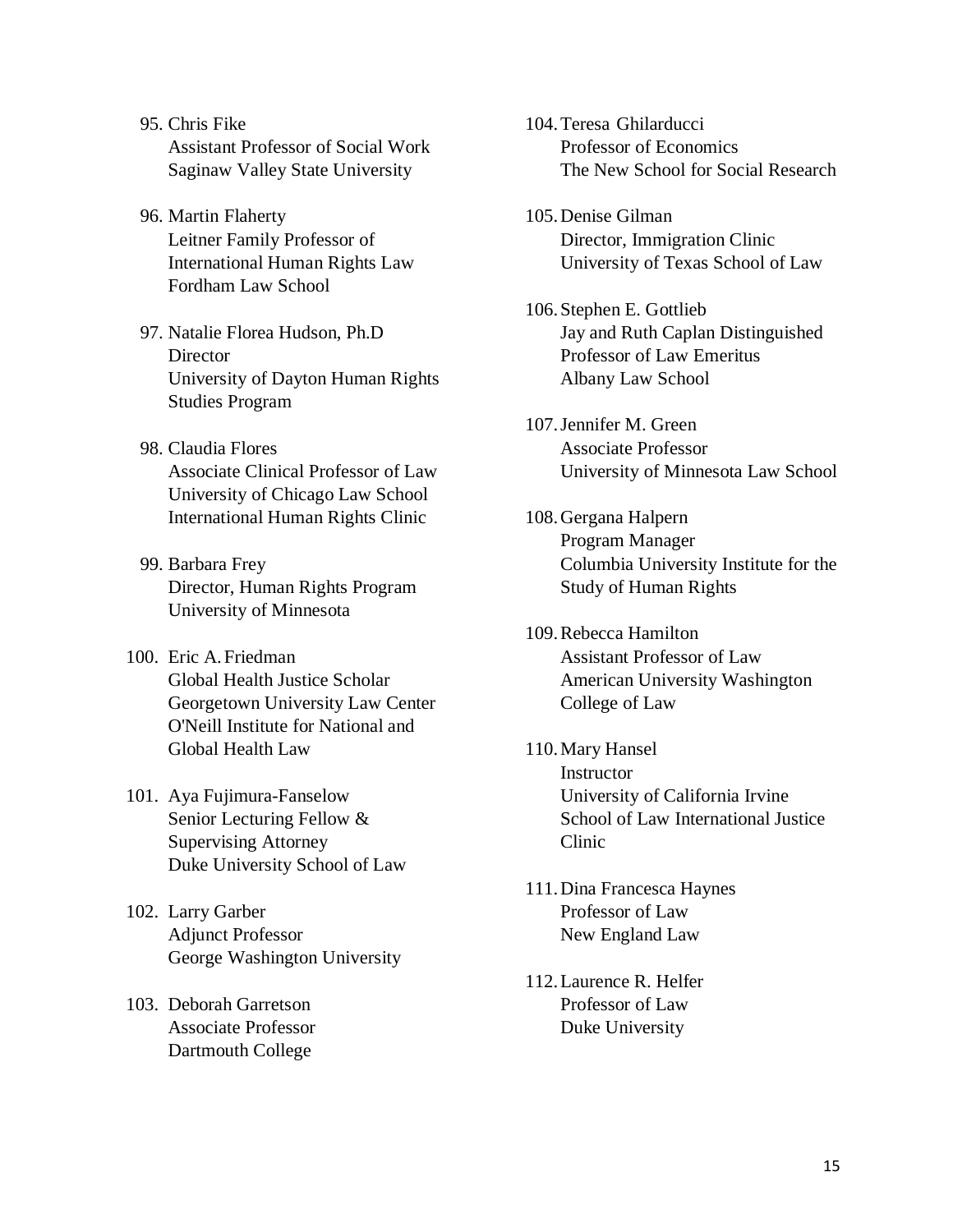95. Chris Fike
    Assistant Professor of Social Work
    Saginaw Valley State University

96. Martin Flaherty
    Leitner Family Professor of
    International Human Rights Law
    Fordham Law School

97. Natalie Florea Hudson, Ph.D
    Director
    University of Dayton Human Rights
    Studies Program

98. Claudia Flores
    Associate Clinical Professor of Law
    University of Chicago Law School
    International Human Rights Clinic

99. Barbara Frey
    Director, Human Rights Program
    University of Minnesota

100. Eric A. Friedman
     Global Health Justice Scholar
     Georgetown University Law Center
     O'Neill Institute for National and
     Global Health Law

101. Aya Fujimura-Fanselow
     Senior Lecturing Fellow &
     Supervising Attorney
     Duke University School of Law

102. Larry Garber
     Adjunct Professor
     George Washington University

103. Deborah Garretson
     Associate Professor
     Dartmouth College

104. Teresa Ghilarducci
     Professor of Economics
     The New School for Social Research

105. Denise Gilman
     Director, Immigration Clinic
     University of Texas School of Law

106. Stephen E. Gottlieb
     Jay and Ruth Caplan Distinguished
     Professor of Law Emeritus
     Albany Law School

107. Jennifer M. Green
     Associate Professor
     University of Minnesota Law School

108. Gergana Halpern
     Program Manager
     Columbia University Institute for the
     Study of Human Rights

109. Rebecca Hamilton
     Assistant Professor of Law
     American University Washington
     College of Law

110. Mary Hansel
     Instructor
     University of California Irvine
     School of Law International Justice
     Clinic

111. Dina Francesca Haynes
     Professor of Law
     New England Law

112. Laurence R. Helfer
     Professor of Law
     Duke University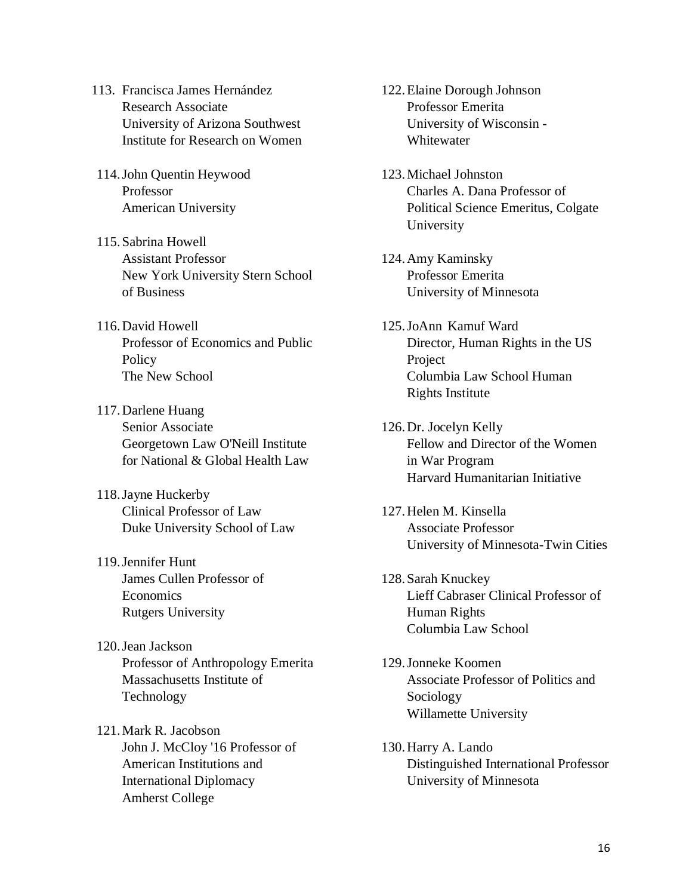113. Francisca James Hernández
     Research Associate
     University of Arizona Southwest Institute for Research on Women

114. John Quentin Heywood
     Professor
     American University

115. Sabrina Howell
     Assistant Professor
     New York University Stern School of Business

116. David Howell
     Professor of Economics and Public Policy
     The New School

117. Darlene Huang
     Senior Associate
     Georgetown Law O'Neill Institute for National & Global Health Law

118. Jayne Huckerby
     Clinical Professor of Law
     Duke University School of Law

119. Jennifer Hunt
     James Cullen Professor of Economics
     Rutgers University

120. Jean Jackson
     Professor of Anthropology Emerita
     Massachusetts Institute of Technology

121. Mark R. Jacobson
     John J. McCloy '16 Professor of American Institutions and International Diplomacy
     Amherst College

122. Elaine Dorough Johnson
     Professor Emerita
     University of Wisconsin - Whitewater

123. Michael Johnston
     Charles A. Dana Professor of Political Science Emeritus, Colgate University

124. Amy Kaminsky
     Professor Emerita
     University of Minnesota

125. JoAnn Kamuf Ward
     Director, Human Rights in the US Project
     Columbia Law School Human Rights Institute

126. Dr. Jocelyn Kelly
     Fellow and Director of the Women in War Program
     Harvard Humanitarian Initiative

127. Helen M. Kinsella
     Associate Professor
     University of Minnesota-Twin Cities

128. Sarah Knuckey
     Lieff Cabraser Clinical Professor of Human Rights
     Columbia Law School

129. Jonneke Koomen
     Associate Professor of Politics and Sociology
     Willamette University

130. Harry A. Lando
     Distinguished International Professor
     University of Minnesota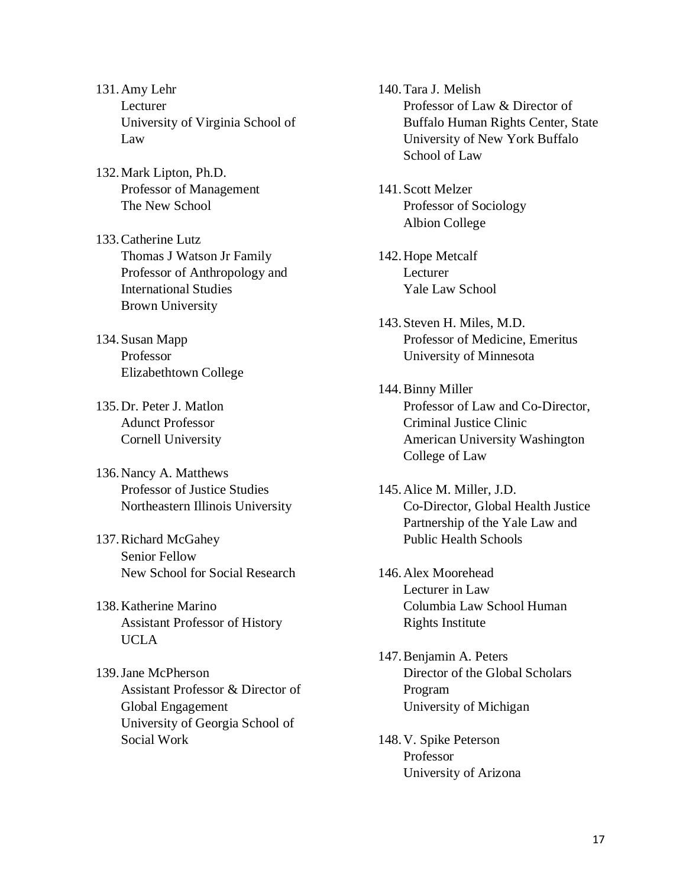131. Amy Lehr
     Lecturer
     University of Virginia School of Law

132. Mark Lipton, Ph.D.
     Professor of Management
     The New School

133. Catherine Lutz
     Thomas J Watson Jr Family Professor of Anthropology and International Studies
     Brown University

134. Susan Mapp
     Professor
     Elizabethtown College

135. Dr. Peter J. Matlon
     Adunct Professor
     Cornell University

136. Nancy A. Matthews
     Professor of Justice Studies
     Northeastern Illinois University

137. Richard McGahey
     Senior Fellow
     New School for Social Research

138. Katherine Marino
     Assistant Professor of History
     UCLA

139. Jane McPherson
     Assistant Professor & Director of Global Engagement
     University of Georgia School of Social Work

140. Tara J. Melish
     Professor of Law & Director of Buffalo Human Rights Center, State University of New York Buffalo School of Law

141. Scott Melzer
     Professor of Sociology
     Albion College

142. Hope Metcalf
     Lecturer
     Yale Law School

143. Steven H. Miles, M.D.
     Professor of Medicine, Emeritus
     University of Minnesota

144. Binny Miller
     Professor of Law and Co-Director, Criminal Justice Clinic
     American University Washington College of Law

145. Alice M. Miller, J.D.
     Co-Director, Global Health Justice Partnership of the Yale Law and Public Health Schools

146. Alex Moorehead
     Lecturer in Law
     Columbia Law School Human Rights Institute

147. Benjamin A. Peters
     Director of the Global Scholars Program
     University of Michigan

148. V. Spike Peterson
     Professor
     University of Arizona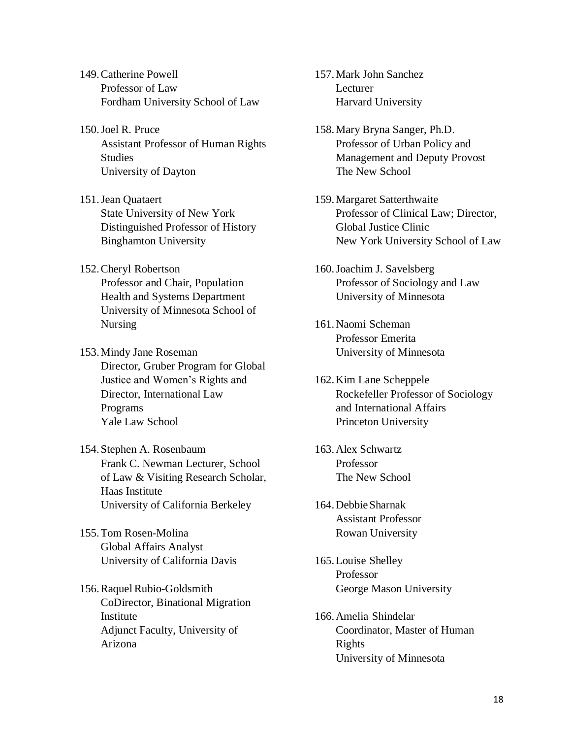149. Catherine Powell
Professor of Law
Fordham University School of Law

150. Joel R. Pruce
Assistant Professor of Human Rights Studies
University of Dayton

151. Jean Quataert
State University of New York Distinguished Professor of History
Binghamton University

152. Cheryl Robertson
Professor and Chair, Population Health and Systems Department
University of Minnesota School of Nursing

153. Mindy Jane Roseman
Director, Gruber Program for Global Justice and Women's Rights and Director, International Law Programs
Yale Law School

154. Stephen A. Rosenbaum
Frank C. Newman Lecturer, School of Law & Visiting Research Scholar, Haas Institute
University of California Berkeley

155. Tom Rosen-Molina
Global Affairs Analyst
University of California Davis

156. Raquel Rubio-Goldsmith
CoDirector, Binational Migration Institute
Adjunct Faculty, University of Arizona

157. Mark John Sanchez
Lecturer
Harvard University

158. Mary Bryna Sanger, Ph.D.
Professor of Urban Policy and Management and Deputy Provost
The New School

159. Margaret Satterthwaite
Professor of Clinical Law; Director, Global Justice Clinic
New York University School of Law

160. Joachim J. Savelsberg
Professor of Sociology and Law
University of Minnesota

161. Naomi Scheman
Professor Emerita
University of Minnesota

162. Kim Lane Scheppele
Rockefeller Professor of Sociology and International Affairs
Princeton University

163. Alex Schwartz
Professor
The New School

164. Debbie Sharnak
Assistant Professor
Rowan University

165. Louise Shelley
Professor
George Mason University

166. Amelia Shindelar
Coordinator, Master of Human Rights
University of Minnesota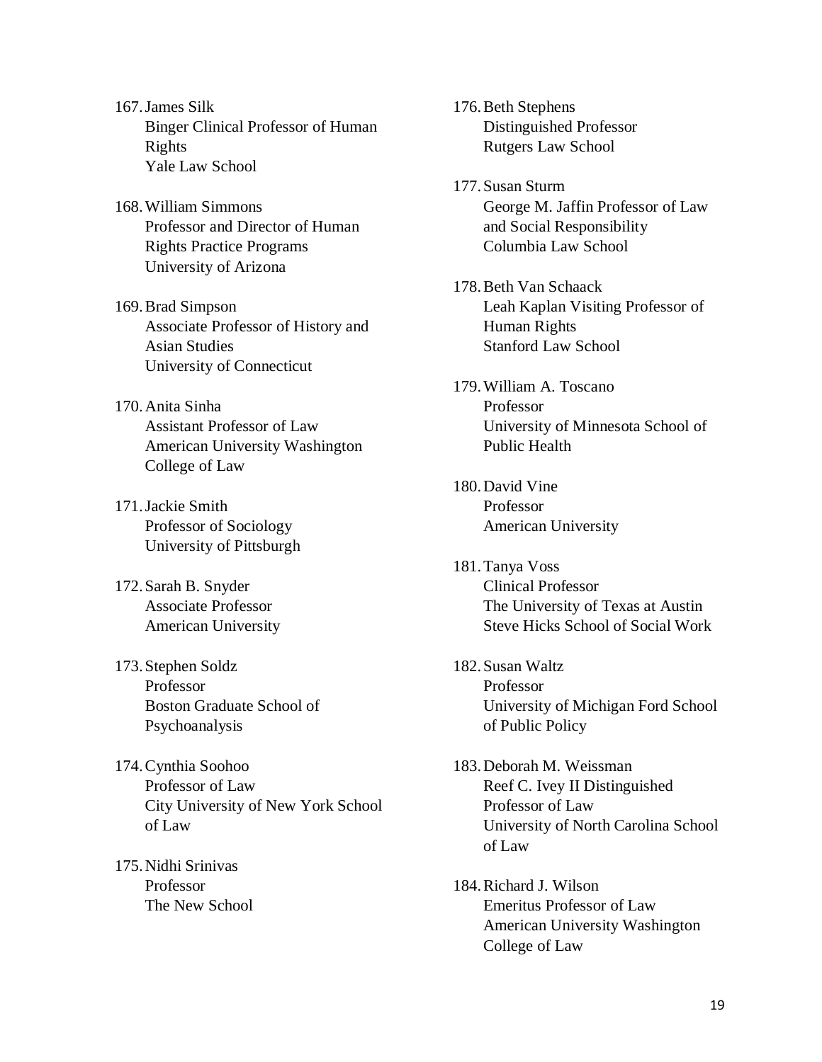167. James Silk
 Binger Clinical Professor of Human Rights
 Yale Law School

168. William Simmons
 Professor and Director of Human Rights Practice Programs
 University of Arizona

169. Brad Simpson
 Associate Professor of History and Asian Studies
 University of Connecticut

170. Anita Sinha
 Assistant Professor of Law
 American University Washington College of Law

171. Jackie Smith
 Professor of Sociology
 University of Pittsburgh

172. Sarah B. Snyder
 Associate Professor
 American University

173. Stephen Soldz
 Professor
 Boston Graduate School of Psychoanalysis

174. Cynthia Soohoo
 Professor of Law
 City University of New York School of Law

175. Nidhi Srinivas
 Professor
 The New School

176. Beth Stephens
 Distinguished Professor
 Rutgers Law School

177. Susan Sturm
 George M. Jaffin Professor of Law and Social Responsibility
 Columbia Law School

178. Beth Van Schaack
 Leah Kaplan Visiting Professor of Human Rights
 Stanford Law School

179. William A. Toscano
 Professor
 University of Minnesota School of Public Health

180. David Vine
 Professor
 American University

181. Tanya Voss
 Clinical Professor
 The University of Texas at Austin Steve Hicks School of Social Work

182. Susan Waltz
 Professor
 University of Michigan Ford School of Public Policy

183. Deborah M. Weissman
 Reef C. Ivey II Distinguished Professor of Law
 University of North Carolina School of Law

184. Richard J. Wilson
 Emeritus Professor of Law
 American University Washington College of Law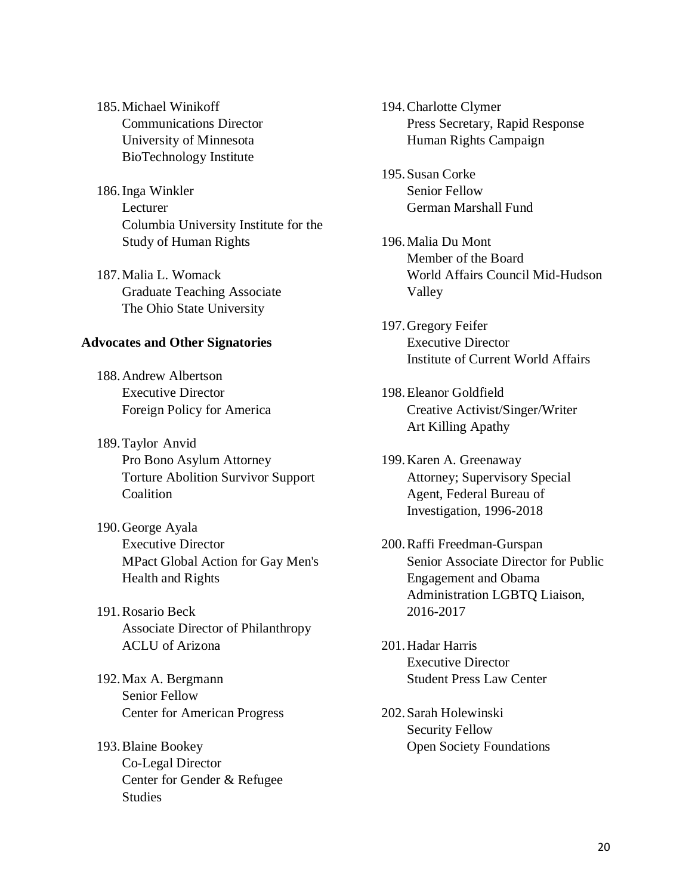185. Michael Winikoff
Communications Director
University of Minnesota
BioTechnology Institute

186. Inga Winkler
Lecturer
Columbia University Institute for the
Study of Human Rights

187. Malia L. Womack
Graduate Teaching Associate
The Ohio State University

**Advocates and Other Signatories**

188. Andrew Albertson
Executive Director
Foreign Policy for America

189. Taylor Anvid
Pro Bono Asylum Attorney
Torture Abolition Survivor Support
Coalition

190. George Ayala
Executive Director
MPact Global Action for Gay Men's
Health and Rights

191. Rosario Beck
Associate Director of Philanthropy
ACLU of Arizona

192. Max A. Bergmann
Senior Fellow
Center for American Progress

193. Blaine Bookey
Co-Legal Director
Center for Gender & Refugee
Studies

194. Charlotte Clymer
Press Secretary, Rapid Response
Human Rights Campaign

195. Susan Corke
Senior Fellow
German Marshall Fund

196. Malia Du Mont
Member of the Board
World Affairs Council Mid-Hudson
Valley

197. Gregory Feifer
Executive Director
Institute of Current World Affairs

198. Eleanor Goldfield
Creative Activist/Singer/Writer
Art Killing Apathy

199. Karen A. Greenaway
Attorney; Supervisory Special
Agent, Federal Bureau of
Investigation, 1996-2018

200. Raffi Freedman-Gurspan
Senior Associate Director for Public
Engagement and Obama
Administration LGBTQ Liaison,
2016-2017

201. Hadar Harris
Executive Director
Student Press Law Center

202. Sarah Holewinski
Security Fellow
Open Society Foundations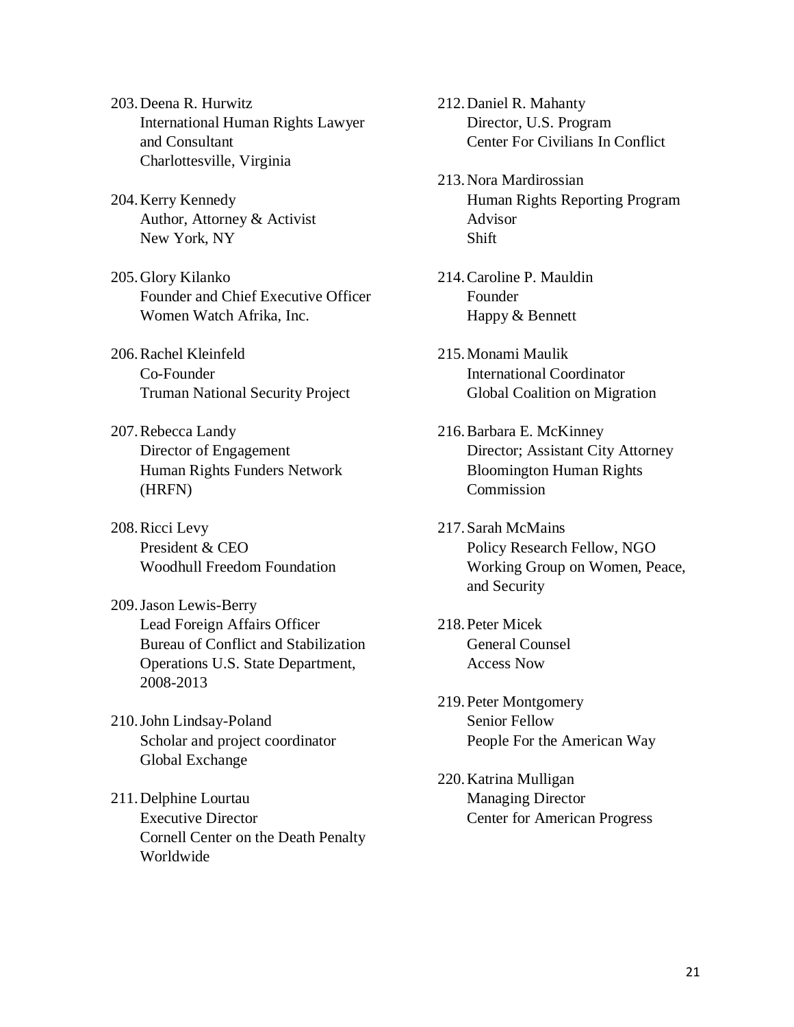203. Deena R. Hurwitz
International Human Rights Lawyer and Consultant
Charlottesville, Virginia

204. Kerry Kennedy
Author, Attorney & Activist
New York, NY

205. Glory Kilanko
Founder and Chief Executive Officer
Women Watch Afrika, Inc.

206. Rachel Kleinfeld
Co-Founder
Truman National Security Project

207. Rebecca Landy
Director of Engagement
Human Rights Funders Network (HRFN)

208. Ricci Levy
President & CEO
Woodhull Freedom Foundation

209. Jason Lewis-Berry
Lead Foreign Affairs Officer
Bureau of Conflict and Stabilization Operations U.S. State Department, 2008-2013

210. John Lindsay-Poland
Scholar and project coordinator
Global Exchange

211. Delphine Lourtau
Executive Director
Cornell Center on the Death Penalty Worldwide

212. Daniel R. Mahanty
Director, U.S. Program
Center For Civilians In Conflict

213. Nora Mardirossian
Human Rights Reporting Program Advisor
Shift

214. Caroline P. Mauldin
Founder
Happy & Bennett

215. Monami Maulik
International Coordinator
Global Coalition on Migration

216. Barbara E. McKinney
Director; Assistant City Attorney
Bloomington Human Rights Commission

217. Sarah McMains
Policy Research Fellow, NGO Working Group on Women, Peace, and Security

218. Peter Micek
General Counsel
Access Now

219. Peter Montgomery
Senior Fellow
People For the American Way

220. Katrina Mulligan
Managing Director
Center for American Progress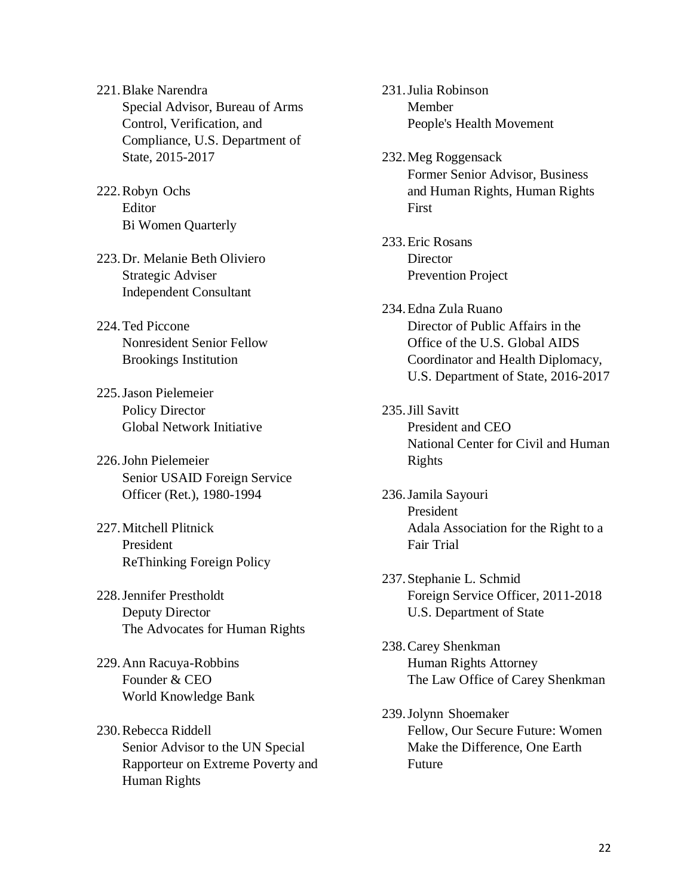221. Blake Narendra
Special Advisor, Bureau of Arms Control, Verification, and Compliance, U.S. Department of State, 2015-2017

222. Robyn Ochs
Editor
Bi Women Quarterly

223. Dr. Melanie Beth Oliviero
Strategic Adviser
Independent Consultant

224. Ted Piccone
Nonresident Senior Fellow
Brookings Institution

225. Jason Pielemeier
Policy Director
Global Network Initiative

226. John Pielemeier
Senior USAID Foreign Service Officer (Ret.), 1980-1994

227. Mitchell Plitnick
President
ReThinking Foreign Policy

228. Jennifer Prestholdt
Deputy Director
The Advocates for Human Rights

229. Ann Racuya-Robbins
Founder & CEO
World Knowledge Bank

230. Rebecca Riddell
Senior Advisor to the UN Special Rapporteur on Extreme Poverty and Human Rights

231. Julia Robinson
Member
People's Health Movement

232. Meg Roggensack
Former Senior Advisor, Business and Human Rights, Human Rights First

233. Eric Rosans
Director
Prevention Project

234. Edna Zula Ruano
Director of Public Affairs in the Office of the U.S. Global AIDS Coordinator and Health Diplomacy, U.S. Department of State, 2016-2017

235. Jill Savitt
President and CEO
National Center for Civil and Human Rights

236. Jamila Sayouri
President
Adala Association for the Right to a Fair Trial

237. Stephanie L. Schmid
Foreign Service Officer, 2011-2018
U.S. Department of State

238. Carey Shenkman
Human Rights Attorney
The Law Office of Carey Shenkman

239. Jolynn Shoemaker
Fellow, Our Secure Future: Women Make the Difference, One Earth Future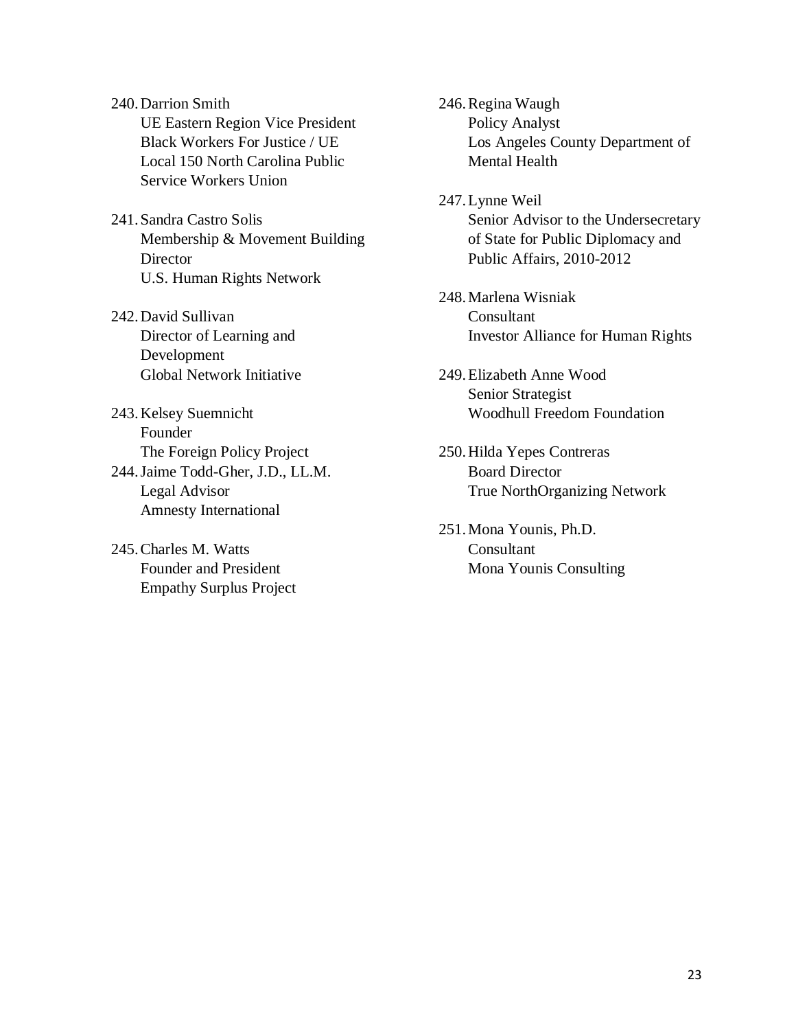240. Darrion Smith
 UE Eastern Region Vice President
 Black Workers For Justice / UE Local 150 North Carolina Public Service Workers Union

241. Sandra Castro Solis
 Membership & Movement Building Director
 U.S. Human Rights Network

242. David Sullivan
 Director of Learning and Development
 Global Network Initiative

243. Kelsey Suemnicht
 Founder
 The Foreign Policy Project

244. Jaime Todd-Gher, J.D., LL.M.
 Legal Advisor
 Amnesty International

245. Charles M. Watts
 Founder and President
 Empathy Surplus Project

246. Regina Waugh
 Policy Analyst
 Los Angeles County Department of Mental Health

247. Lynne Weil
 Senior Advisor to the Undersecretary of State for Public Diplomacy and Public Affairs, 2010-2012

248. Marlena Wisniak
 Consultant
 Investor Alliance for Human Rights

249. Elizabeth Anne Wood
 Senior Strategist
 Woodhull Freedom Foundation

250. Hilda Yepes Contreras
 Board Director
 True NorthOrganizing Network

251. Mona Younis, Ph.D.
 Consultant
 Mona Younis Consulting